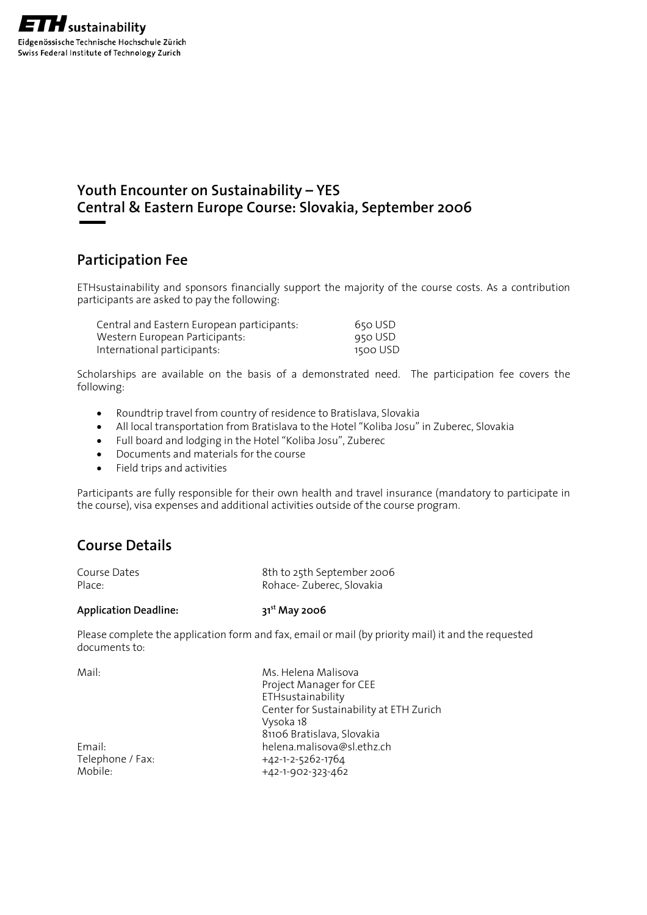ETHsustainability
Eidgenössische Technische Hochschule Zürich
Swiss Federal Institute of Technology Zurich

# Youth Encounter on Sustainability – YES
# Central & Eastern Europe Course: Slovakia, September 2006

## Participation Fee

ETHsustainability and sponsors financially support the majority of the course costs. As a contribution participants are asked to pay the following:

| | |
|---|---|
| Central and Eastern European participants: | 650 USD |
| Western European Participants: | 950 USD |
| International participants: | 1500 USD |

Scholarships are available on the basis of a demonstrated need. The participation fee covers the following:

- Roundtrip travel from country of residence to Bratislava, Slovakia
- All local transportation from Bratislava to the Hotel "Koliba Josu" in Zuberec, Slovakia
- Full board and lodging in the Hotel "Koliba Josu", Zuberec
- Documents and materials for the course
- Field trips and activities

Participants are fully responsible for their own health and travel insurance (mandatory to participate in the course), visa expenses and additional activities outside of the course program.

## Course Details

| | |
|---|---|
| Course Dates | 8th to 25th September 2006 |
| Place: | Rohace- Zuberec, Slovakia |

**Application Deadline:** **31st May 2006**

Please complete the application form and fax, email or mail (by priority mail) it and the requested documents to:

| | |
|---|---|
| Mail: | Ms. Helena Malisova<br>Project Manager for CEE<br>ETHsustainability<br>Center for Sustainability at ETH Zurich<br>Vysoka 18<br>81106 Bratislava, Slovakia |
| Email: | helena.malisova@sl.ethz.ch |
| Telephone / Fax: | +42-1-2-5262-1764 |
| Mobile: | +42-1-902-323-462 |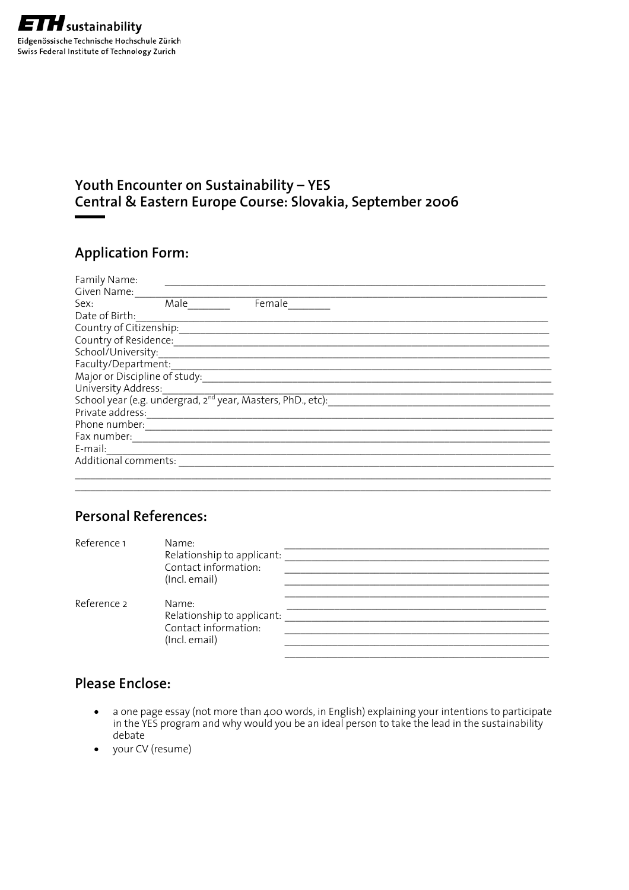**ETH sustainability**
Eidgenössische Technische Hochschule Zürich
Swiss Federal Institute of Technology Zurich

## Youth Encounter on Sustainability – YES
## Central & Eastern Europe Course: Slovakia, September 2006

## Application Form:

Family Name: ______________________________________________

Given Name: ______________________________________________

Sex: Male________ Female________

Date of Birth: ______________________________________________

Country of Citizenship: ______________________________________________

Country of Residence: ______________________________________________

School/University: ______________________________________________

Faculty/Department: ______________________________________________

Major or Discipline of study: ______________________________________________

University Address: ______________________________________________

School year (e.g. undergrad, 2nd year, Masters, PhD., etc): ______________________________________________

Private address: ______________________________________________

Phone number: ______________________________________________

Fax number: ______________________________________________

E-mail: ______________________________________________

Additional comments: ______________________________________________

______________________________________________

______________________________________________

## Personal References:

Reference 1
Name: ______________________________________________
Relationship to applicant: ______________________________________________
Contact information: ______________________________________________
(Incl. email) ______________________________________________
______________________________________________

Reference 2
Name: ______________________________________________
Relationship to applicant: ______________________________________________
Contact information: ______________________________________________
(Incl. email) ______________________________________________
______________________________________________

## Please Enclose:

- a one page essay (not more than 400 words, in English) explaining your intentions to participate in the YES program and why would you be an ideal person to take the lead in the sustainability debate
- your CV (resume)